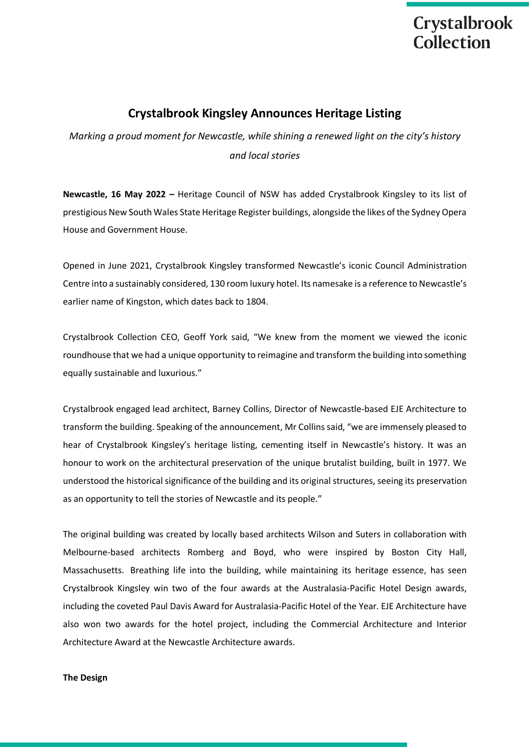Crystalbrook Collection

# Crystalbrook Kingsley Announces Heritage Listing

*Marking a proud moment for Newcastle, while shining a renewed light on the city's history and local stories*

**Newcastle, 16 May 2022 –** Heritage Council of NSW has added Crystalbrook Kingsley to its list of prestigious New South Wales State Heritage Register buildings, alongside the likes of the Sydney Opera House and Government House.

Opened in June 2021, Crystalbrook Kingsley transformed Newcastle's iconic Council Administration Centre into a sustainably considered, 130 room luxury hotel. Its namesake is a reference to Newcastle's earlier name of Kingston, which dates back to 1804.

Crystalbrook Collection CEO, Geoff York said, "We knew from the moment we viewed the iconic roundhouse that we had a unique opportunity to reimagine and transform the building into something equally sustainable and luxurious."

Crystalbrook engaged lead architect, Barney Collins, Director of Newcastle-based EJE Architecture to transform the building. Speaking of the announcement, Mr Collins said, "we are immensely pleased to hear of Crystalbrook Kingsley's heritage listing, cementing itself in Newcastle's history. It was an honour to work on the architectural preservation of the unique brutalist building, built in 1977. We understood the historical significance of the building and its original structures, seeing its preservation as an opportunity to tell the stories of Newcastle and its people."

The original building was created by locally based architects Wilson and Suters in collaboration with Melbourne-based architects Romberg and Boyd, who were inspired by Boston City Hall, Massachusetts. Breathing life into the building, while maintaining its heritage essence, has seen Crystalbrook Kingsley win two of the four awards at the Australasia-Pacific Hotel Design awards, including the coveted Paul Davis Award for Australasia-Pacific Hotel of the Year. EJE Architecture have also won two awards for the hotel project, including the Commercial Architecture and Interior Architecture Award at the Newcastle Architecture awards.

**The Design**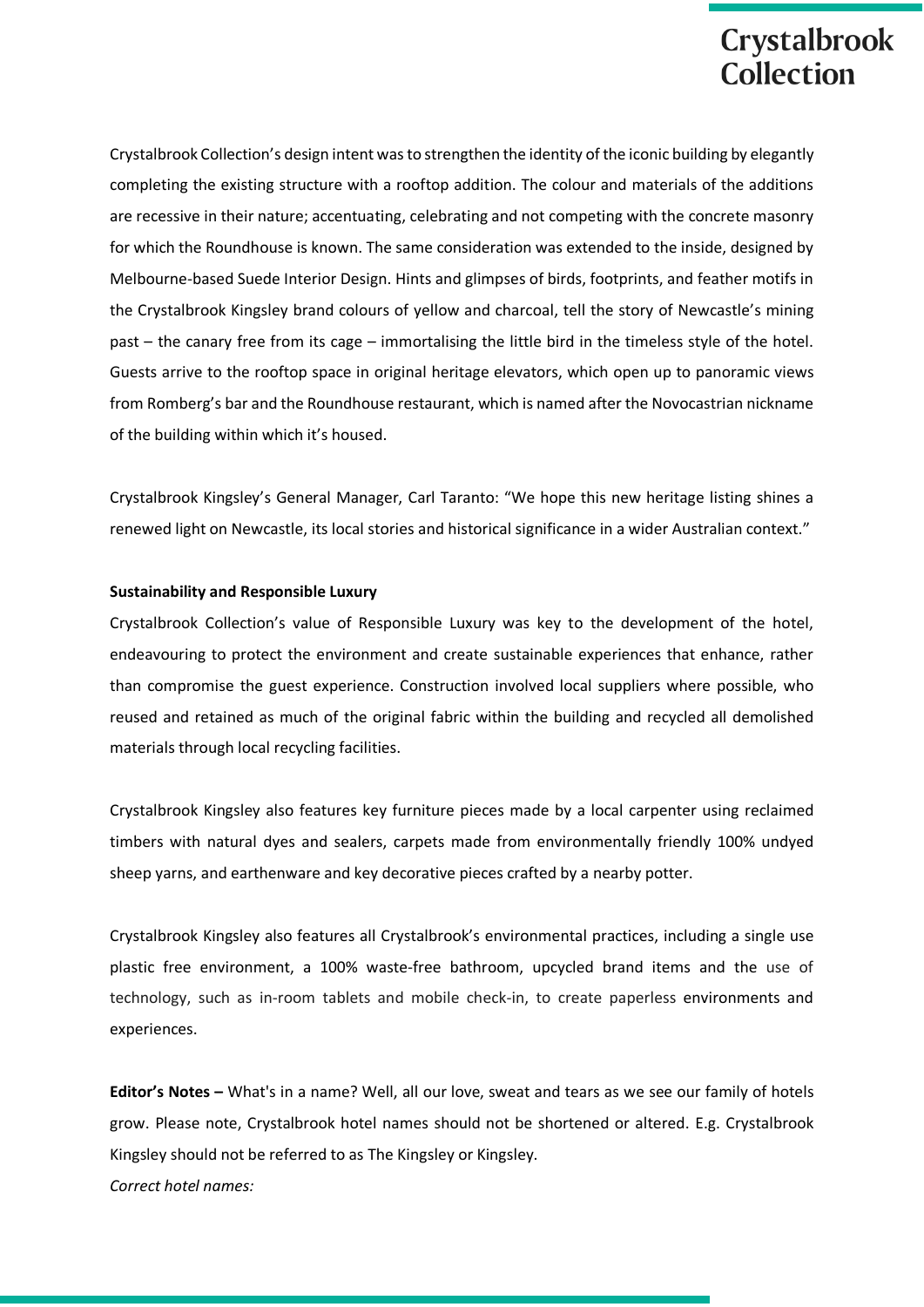Crystalbrook Collection's design intent was to strengthen the identity of the iconic building by elegantly completing the existing structure with a rooftop addition. The colour and materials of the additions are recessive in their nature; accentuating, celebrating and not competing with the concrete masonry for which the Roundhouse is known. The same consideration was extended to the inside, designed by Melbourne-based Suede Interior Design. Hints and glimpses of birds, footprints, and feather motifs in the Crystalbrook Kingsley brand colours of yellow and charcoal, tell the story of Newcastle's mining past – the canary free from its cage – immortalising the little bird in the timeless style of the hotel. Guests arrive to the rooftop space in original heritage elevators, which open up to panoramic views from Romberg's bar and the Roundhouse restaurant, which is named after the Novocastrian nickname of the building within which it's housed.

Crystalbrook Kingsley's General Manager, Carl Taranto: "We hope this new heritage listing shines a renewed light on Newcastle, its local stories and historical significance in a wider Australian context."

**Sustainability and Responsible Luxury**

Crystalbrook Collection's value of Responsible Luxury was key to the development of the hotel, endeavouring to protect the environment and create sustainable experiences that enhance, rather than compromise the guest experience. Construction involved local suppliers where possible, who reused and retained as much of the original fabric within the building and recycled all demolished materials through local recycling facilities.

Crystalbrook Kingsley also features key furniture pieces made by a local carpenter using reclaimed timbers with natural dyes and sealers, carpets made from environmentally friendly 100% undyed sheep yarns, and earthenware and key decorative pieces crafted by a nearby potter.

Crystalbrook Kingsley also features all Crystalbrook's environmental practices, including a single use plastic free environment, a 100% waste-free bathroom, upcycled brand items and the use of technology, such as in-room tablets and mobile check-in, to create paperless environments and experiences.

**Editor's Notes –** What's in a name? Well, all our love, sweat and tears as we see our family of hotels grow. Please note, Crystalbrook hotel names should not be shortened or altered. E.g. Crystalbrook Kingsley should not be referred to as The Kingsley or Kingsley.

*Correct hotel names:*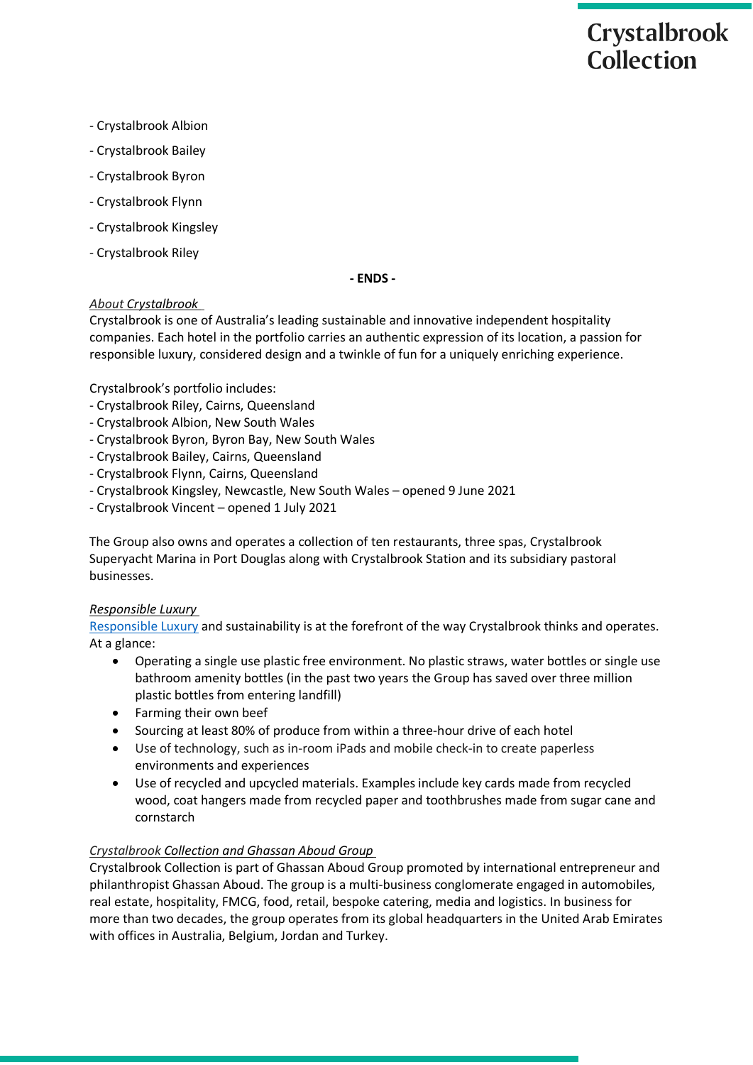- Crystalbrook Albion

- Crystalbrook Bailey

- Crystalbrook Byron

- Crystalbrook Flynn

- Crystalbrook Kingsley

- Crystalbrook Riley

**- ENDS -**

*About Crystalbrook*

Crystalbrook is one of Australia's leading sustainable and innovative independent hospitality companies. Each hotel in the portfolio carries an authentic expression of its location, a passion for responsible luxury, considered design and a twinkle of fun for a uniquely enriching experience.

Crystalbrook's portfolio includes:
- Crystalbrook Riley, Cairns, Queensland
- Crystalbrook Albion, New South Wales
- Crystalbrook Byron, Byron Bay, New South Wales
- Crystalbrook Bailey, Cairns, Queensland
- Crystalbrook Flynn, Cairns, Queensland
- Crystalbrook Kingsley, Newcastle, New South Wales – opened 9 June 2021
- Crystalbrook Vincent – opened 1 July 2021

The Group also owns and operates a collection of ten restaurants, three spas, Crystalbrook Superyacht Marina in Port Douglas along with Crystalbrook Station and its subsidiary pastoral businesses.

*Responsible Luxury*

Responsible Luxury and sustainability is at the forefront of the way Crystalbrook thinks and operates. At a glance:

- Operating a single use plastic free environment. No plastic straws, water bottles or single use bathroom amenity bottles (in the past two years the Group has saved over three million plastic bottles from entering landfill)
- Farming their own beef
- Sourcing at least 80% of produce from within a three-hour drive of each hotel
- Use of technology, such as in-room iPads and mobile check-in to create paperless environments and experiences
- Use of recycled and upcycled materials. Examples include key cards made from recycled wood, coat hangers made from recycled paper and toothbrushes made from sugar cane and cornstarch

*Crystalbrook Collection and Ghassan Aboud Group*

Crystalbrook Collection is part of Ghassan Aboud Group promoted by international entrepreneur and philanthropist Ghassan Aboud. The group is a multi-business conglomerate engaged in automobiles, real estate, hospitality, FMCG, food, retail, bespoke catering, media and logistics. In business for more than two decades, the group operates from its global headquarters in the United Arab Emirates with offices in Australia, Belgium, Jordan and Turkey.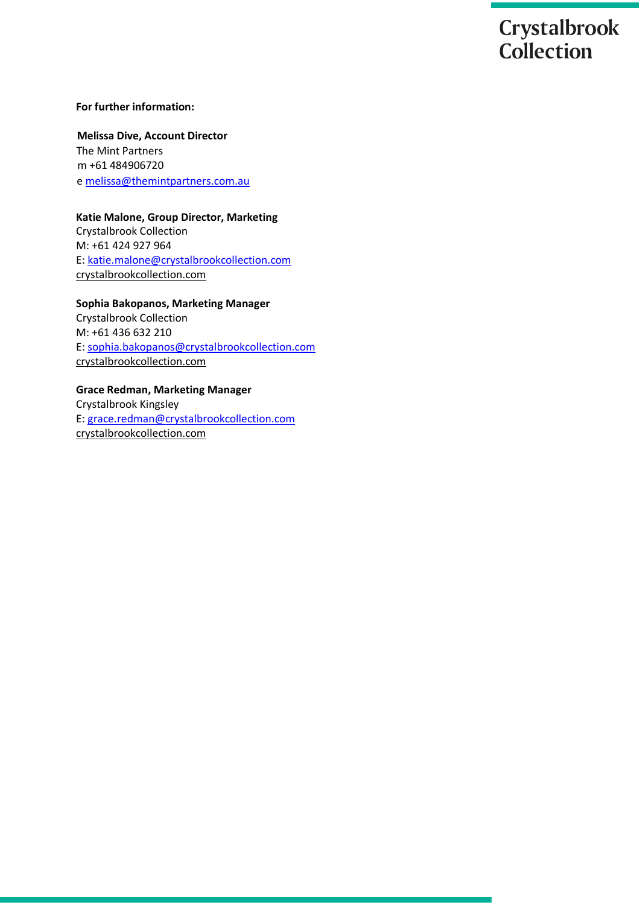**For further information:**

**Melissa Dive, Account Director**
The Mint Partners
m +61 484906720
e melissa@themintpartners.com.au

**Katie Malone, Group Director, Marketing**
Crystalbrook Collection
M: +61 424 927 964
E: katie.malone@crystalbrookcollection.com
crystalbrookcollection.com

**Sophia Bakopanos, Marketing Manager**
Crystalbrook Collection
M: +61 436 632 210
E: sophia.bakopanos@crystalbrookcollection.com
crystalbrookcollection.com

**Grace Redman, Marketing Manager**
Crystalbrook Kingsley
E: grace.redman@crystalbrookcollection.com
crystalbrookcollection.com